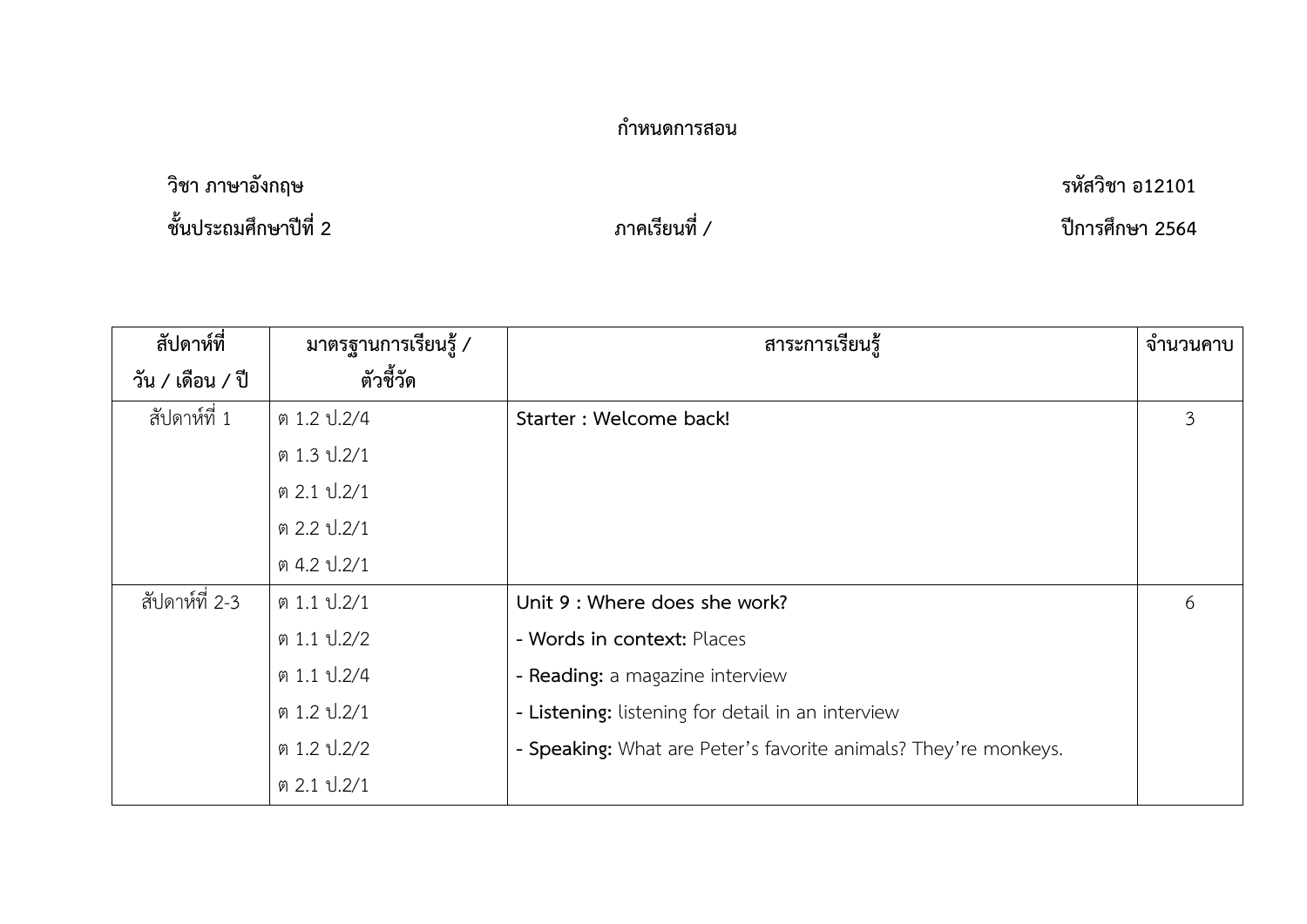# กำหนดการสอน

**วิชา ภาษาอังกฤษ** **รหัสวิชา อ12101**

**ชั้นประถมศึกษาปีที่ 2** **ภาคเรียนที่ /** **ปีการศึกษา 2564**

| สัปดาห์ที่ วัน / เดือน / ปี | มาตรฐานการเรียนรู้ / ตัวชี้วัด | สาระการเรียนรู้ | จำนวนคาบ |
|---|---|---|---|
| สัปดาห์ที่ 1 | ต 1.2 ป.2/4 | **Starter : Welcome back!** | 3 |
| | ต 1.3 ป.2/1 | | |
| | ต 2.1 ป.2/1 | | |
| | ต 2.2 ป.2/1 | | |
| | ต 4.2 ป.2/1 | | |
| สัปดาห์ที่ 2-3 | ต 1.1 ป.2/1 | **Unit 9 : Where does she work?** | 6 |
| | ต 1.1 ป.2/2 | - **Words in context:** Places | |
| | ต 1.1 ป.2/4 | - **Reading:** a magazine interview | |
| | ต 1.2 ป.2/1 | - **Listening:** listening for detail in an interview | |
| | ต 1.2 ป.2/2 | - **Speaking:** What are Peter's favorite animals? They're monkeys. | |
| | ต 2.1 ป.2/1 | | |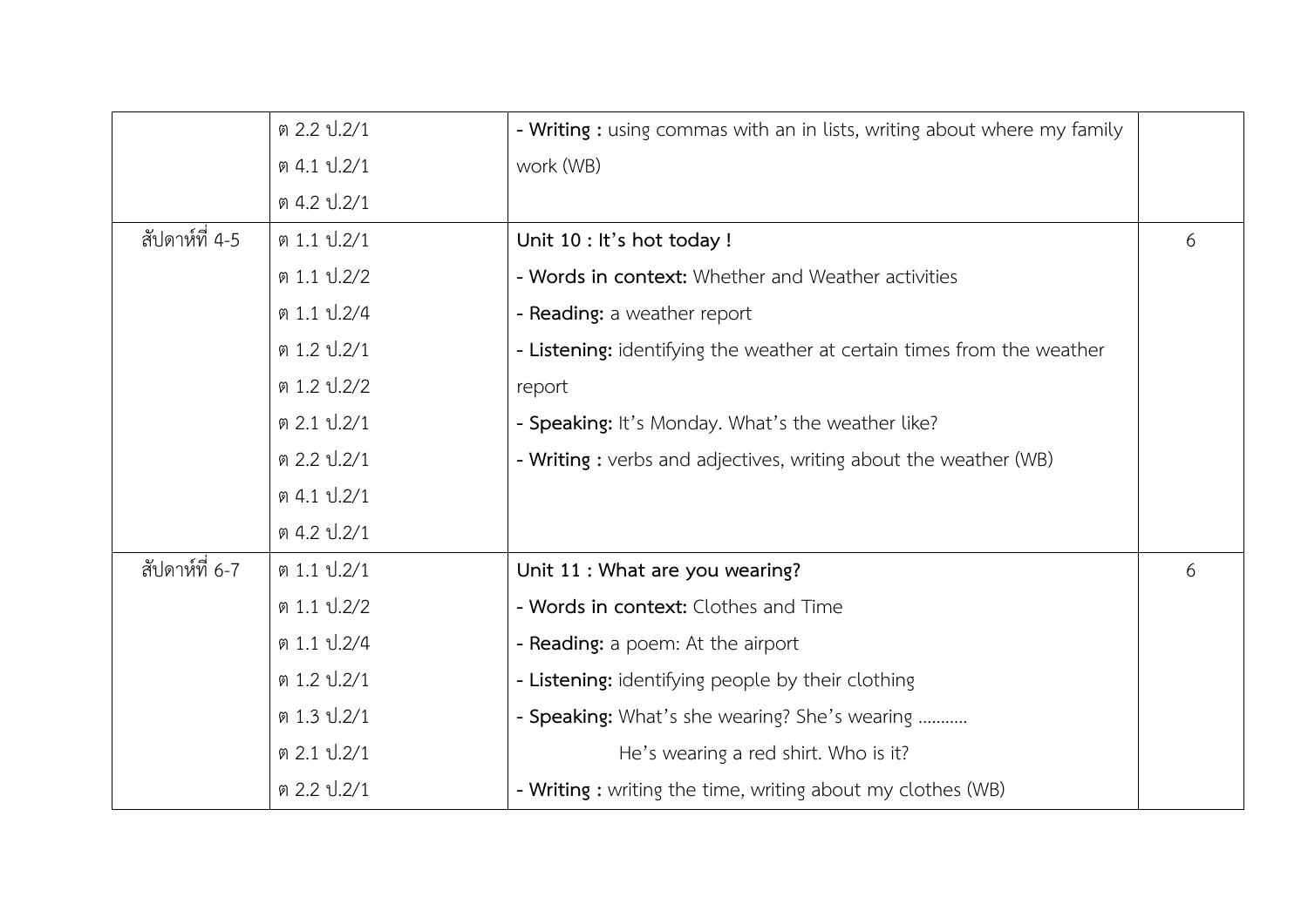| | | | |
|---|---|---|---|
| | ต 2.2 ป.2/1<br>ต 4.1 ป.2/1<br>ต 4.2 ป.2/1 | - **Writing :** using commas with an in lists, writing about where my family work (WB) | |
| สัปดาห์ที่ 4-5 | ต 1.1 ป.2/1<br>ต 1.1 ป.2/2<br>ต 1.1 ป.2/4<br>ต 1.2 ป.2/1<br>ต 1.2 ป.2/2<br>ต 2.1 ป.2/1<br>ต 2.2 ป.2/1<br>ต 4.1 ป.2/1<br>ต 4.2 ป.2/1 | **Unit 10 : It's hot today !**<br>- **Words in context:** Whether and Weather activities<br>- **Reading:** a weather report<br>- **Listening:** identifying the weather at certain times from the weather report<br>- **Speaking:** It's Monday. What's the weather like?<br>- **Writing :** verbs and adjectives, writing about the weather (WB) | 6 |
| สัปดาห์ที่ 6-7 | ต 1.1 ป.2/1<br>ต 1.1 ป.2/2<br>ต 1.1 ป.2/4<br>ต 1.2 ป.2/1<br>ต 1.3 ป.2/1<br>ต 2.1 ป.2/1<br>ต 2.2 ป.2/1 | **Unit 11 : What are you wearing?**<br>- **Words in context:** Clothes and Time<br>- **Reading:** a poem: At the airport<br>- **Listening:** identifying people by their clothing<br>- **Speaking:** What's she wearing? She's wearing ...........<br>He's wearing a red shirt. Who is it?<br>- **Writing :** writing the time, writing about my clothes (WB) | 6 |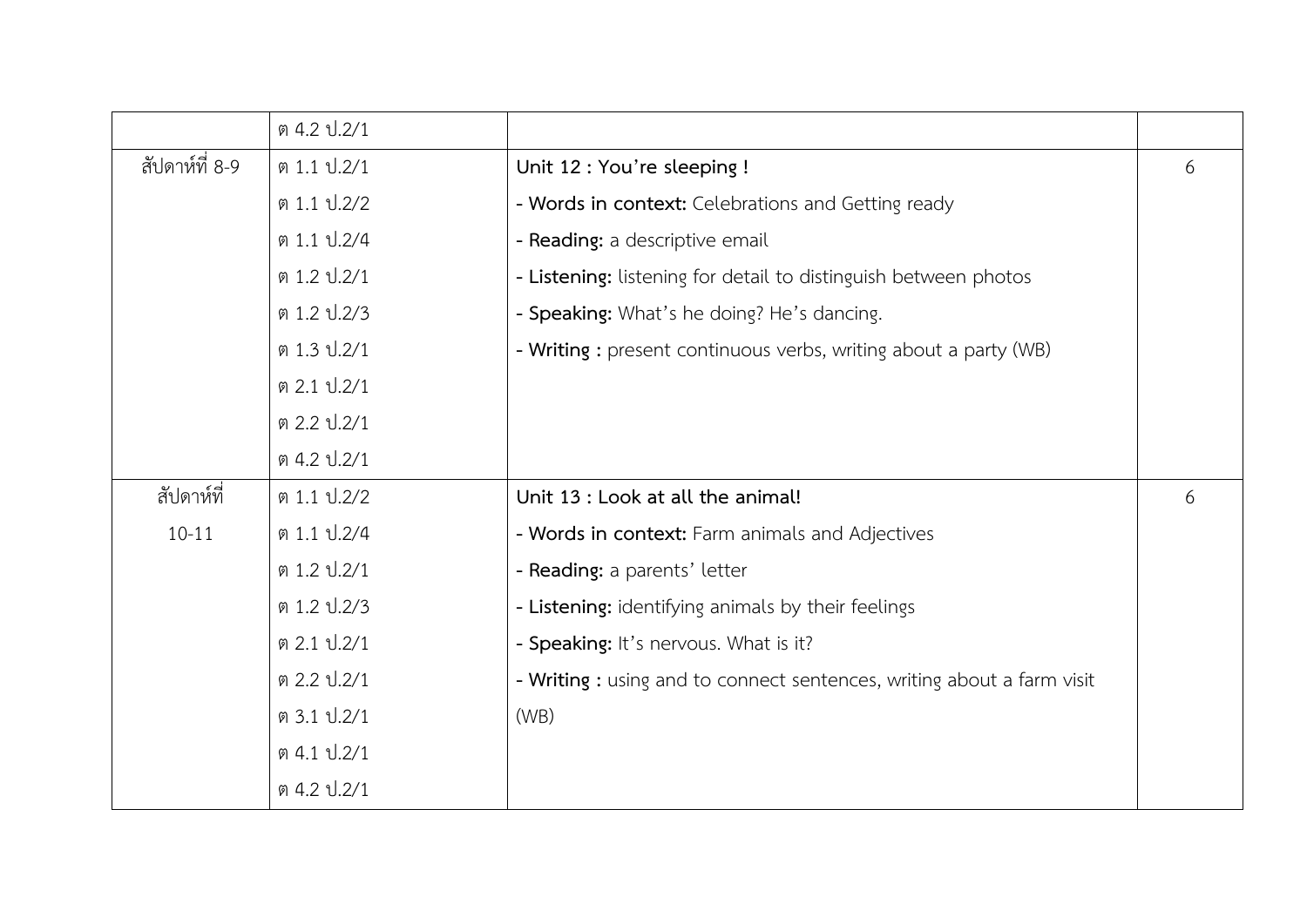| | | | |
|---|---|---|---|
| | ต 4.2 ป.2/1 | | |
| สัปดาห์ที่ 8-9 | ต 1.1 ป.2/1<br>ต 1.1 ป.2/2<br>ต 1.1 ป.2/4<br>ต 1.2 ป.2/1<br>ต 1.2 ป.2/3<br>ต 1.3 ป.2/1<br>ต 2.1 ป.2/1<br>ต 2.2 ป.2/1<br>ต 4.2 ป.2/1 | **Unit 12 : You're sleeping !**<br>- **Words in context:** Celebrations and Getting ready<br>- **Reading:** a descriptive email<br>- **Listening:** listening for detail to distinguish between photos<br>- **Speaking:** What's he doing? He's dancing.<br>- **Writing :** present continuous verbs, writing about a party (WB) | 6 |
| สัปดาห์ที่ 10-11 | ต 1.1 ป.2/2<br>ต 1.1 ป.2/4<br>ต 1.2 ป.2/1<br>ต 1.2 ป.2/3<br>ต 2.1 ป.2/1<br>ต 2.2 ป.2/1<br>ต 3.1 ป.2/1<br>ต 4.1 ป.2/1<br>ต 4.2 ป.2/1 | **Unit 13 : Look at all the animal!**<br>- **Words in context:** Farm animals and Adjectives<br>- **Reading:** a parents' letter<br>- **Listening:** identifying animals by their feelings<br>- **Speaking:** It's nervous. What is it?<br>- **Writing :** using and to connect sentences, writing about a farm visit (WB) | 6 |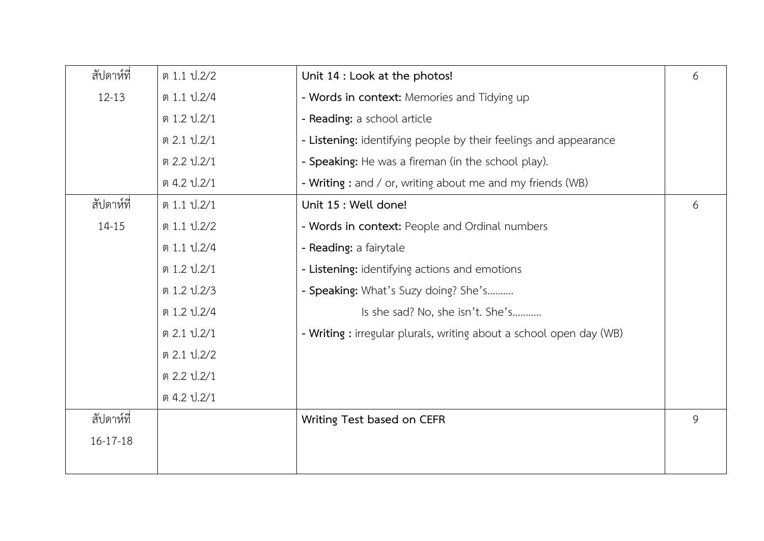| สัปดาห์ที่ 12-13 | ต 1.1 ป.2/2<br>ต 1.1 ป.2/4<br>ต 1.2 ป.2/1<br>ต 2.1 ป.2/1<br>ต 2.2 ป.2/1<br>ต 4.2 ป.2/1 | **Unit 14 : Look at the photos!**<br>- **Words in context:** Memories and Tidying up<br>- **Reading:** a school article<br>- **Listening:** identifying people by their feelings and appearance<br>- **Speaking:** He was a fireman (in the school play).<br>- **Writing :** and / or, writing about me and my friends (WB) | 6 |
|---|---|---|---|
| สัปดาห์ที่ 14-15 | ต 1.1 ป.2/1<br>ต 1.1 ป.2/2<br>ต 1.1 ป.2/4<br>ต 1.2 ป.2/1<br>ต 1.2 ป.2/3<br>ต 1.2 ป.2/4<br>ต 2.1 ป.2/1<br>ต 2.1 ป.2/2<br>ต 2.2 ป.2/1<br>ต 4.2 ป.2/1 | **Unit 15 : Well done!**<br>- **Words in context:** People and Ordinal numbers<br>- **Reading:** a fairytale<br>- **Listening:** identifying actions and emotions<br>- **Speaking:** What's Suzy doing? She's..........<br>Is she sad? No, she isn't. She's...........<br>- **Writing :** irregular plurals, writing about a school open day (WB) | 6 |
| สัปดาห์ที่ 16-17-18 | | **Writing Test based on CEFR** | 9 |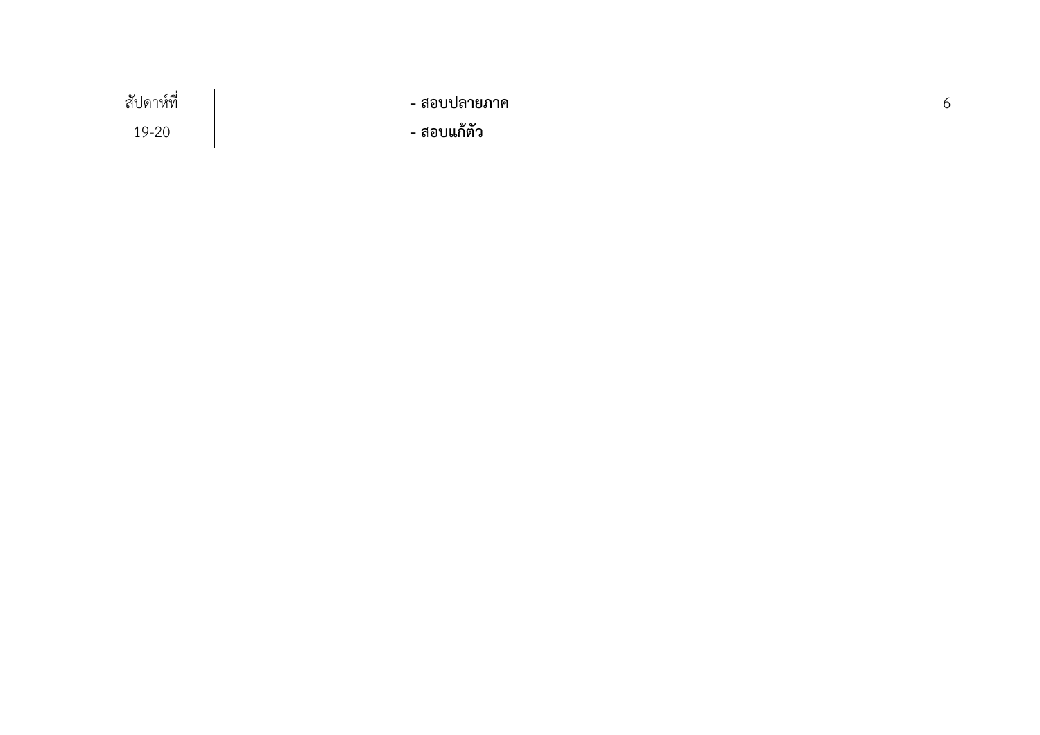| | | | |
|---|---|---|---|
| สัปดาห์ที่ 19-20 | | **- สอบปลายภาค**<br>**- สอบแก้ตัว** | 6 |